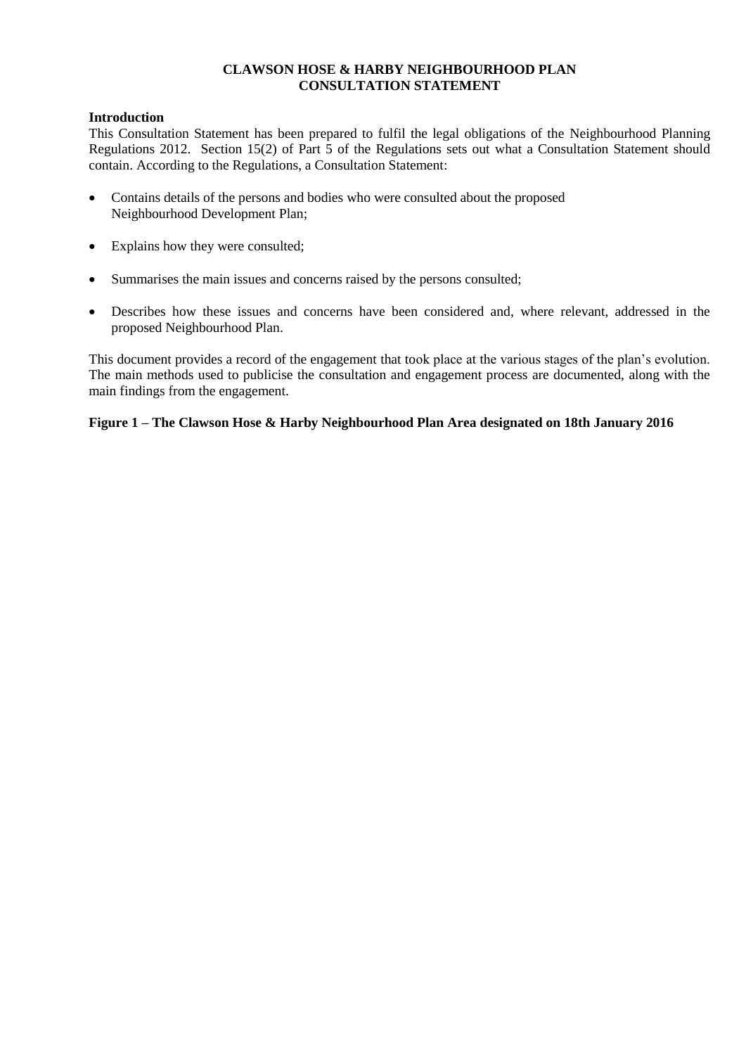# CLAWSON HOSE & HARBY NEIGHBOURHOOD PLAN
# CONSULTATION STATEMENT

## Introduction

This Consultation Statement has been prepared to fulfil the legal obligations of the Neighbourhood Planning Regulations 2012. Section 15(2) of Part 5 of the Regulations sets out what a Consultation Statement should contain. According to the Regulations, a Consultation Statement:

- Contains details of the persons and bodies who were consulted about the proposed Neighbourhood Development Plan;
- Explains how they were consulted;
- Summarises the main issues and concerns raised by the persons consulted;
- Describes how these issues and concerns have been considered and, where relevant, addressed in the proposed Neighbourhood Plan.

This document provides a record of the engagement that took place at the various stages of the plan's evolution. The main methods used to publicise the consultation and engagement process are documented, along with the main findings from the engagement.

**Figure 1 – The Clawson Hose & Harby Neighbourhood Plan Area designated on 18th January 2016**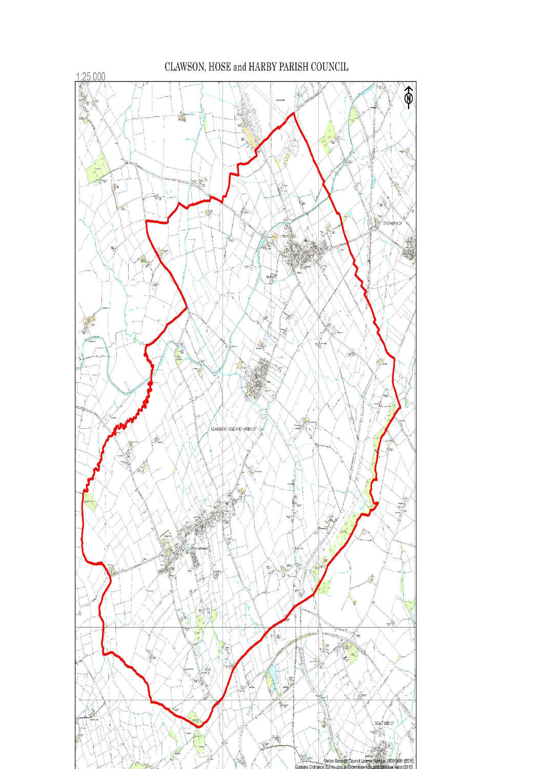# CLAWSON, HOSE and HARBY PARISH COUNCIL

1:25,000

CLAWSON, HOSE AND HARBY CP

STATHERN CP

SCALFORD CP

Melton Borough Council License Number 100019651 [2015]
Contains Ordnance Survey data © Crown copyright and database rights [2015]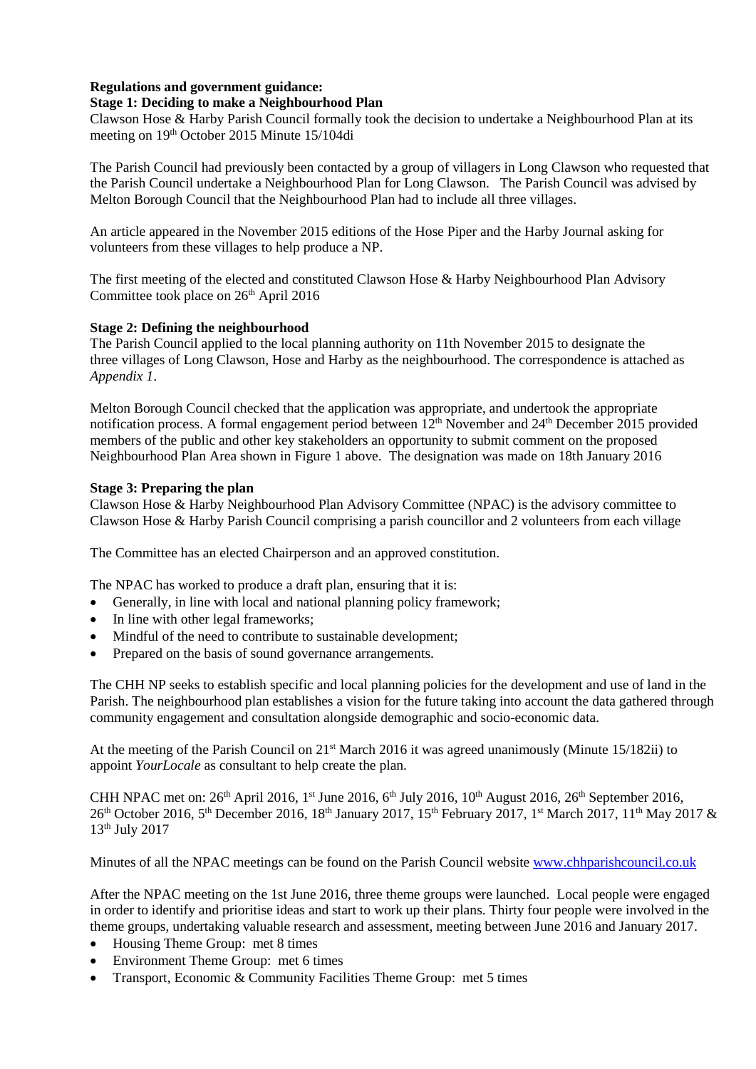**Regulations and government guidance:**

**Stage 1: Deciding to make a Neighbourhood Plan**

Clawson Hose & Harby Parish Council formally took the decision to undertake a Neighbourhood Plan at its meeting on 19th October 2015 Minute 15/104di

The Parish Council had previously been contacted by a group of villagers in Long Clawson who requested that the Parish Council undertake a Neighbourhood Plan for Long Clawson. The Parish Council was advised by Melton Borough Council that the Neighbourhood Plan had to include all three villages.

An article appeared in the November 2015 editions of the Hose Piper and the Harby Journal asking for volunteers from these villages to help produce a NP.

The first meeting of the elected and constituted Clawson Hose & Harby Neighbourhood Plan Advisory Committee took place on 26th April 2016

**Stage 2: Defining the neighbourhood**

The Parish Council applied to the local planning authority on 11th November 2015 to designate the three villages of Long Clawson, Hose and Harby as the neighbourhood. The correspondence is attached as *Appendix 1*.

Melton Borough Council checked that the application was appropriate, and undertook the appropriate notification process. A formal engagement period between 12th November and 24th December 2015 provided members of the public and other key stakeholders an opportunity to submit comment on the proposed Neighbourhood Plan Area shown in Figure 1 above. The designation was made on 18th January 2016

**Stage 3: Preparing the plan**

Clawson Hose & Harby Neighbourhood Plan Advisory Committee (NPAC) is the advisory committee to Clawson Hose & Harby Parish Council comprising a parish councillor and 2 volunteers from each village

The Committee has an elected Chairperson and an approved constitution.

The NPAC has worked to produce a draft plan, ensuring that it is:

- Generally, in line with local and national planning policy framework;
- In line with other legal frameworks;
- Mindful of the need to contribute to sustainable development;
- Prepared on the basis of sound governance arrangements.

The CHH NP seeks to establish specific and local planning policies for the development and use of land in the Parish. The neighbourhood plan establishes a vision for the future taking into account the data gathered through community engagement and consultation alongside demographic and socio-economic data.

At the meeting of the Parish Council on 21st March 2016 it was agreed unanimously (Minute 15/182ii) to appoint *YourLocale* as consultant to help create the plan.

CHH NPAC met on: 26th April 2016, 1st June 2016, 6th July 2016, 10th August 2016, 26th September 2016, 26th October 2016, 5th December 2016, 18th January 2017, 15th February 2017, 1st March 2017, 11th May 2017 & 13th July 2017

Minutes of all the NPAC meetings can be found on the Parish Council website [www.chhparishcouncil.co.uk](www.chhparishcouncil.co.uk)

After the NPAC meeting on the 1st June 2016, three theme groups were launched. Local people were engaged in order to identify and prioritise ideas and start to work up their plans. Thirty four people were involved in the theme groups, undertaking valuable research and assessment, meeting between June 2016 and January 2017.

- Housing Theme Group: met 8 times
- Environment Theme Group: met 6 times
- Transport, Economic & Community Facilities Theme Group: met 5 times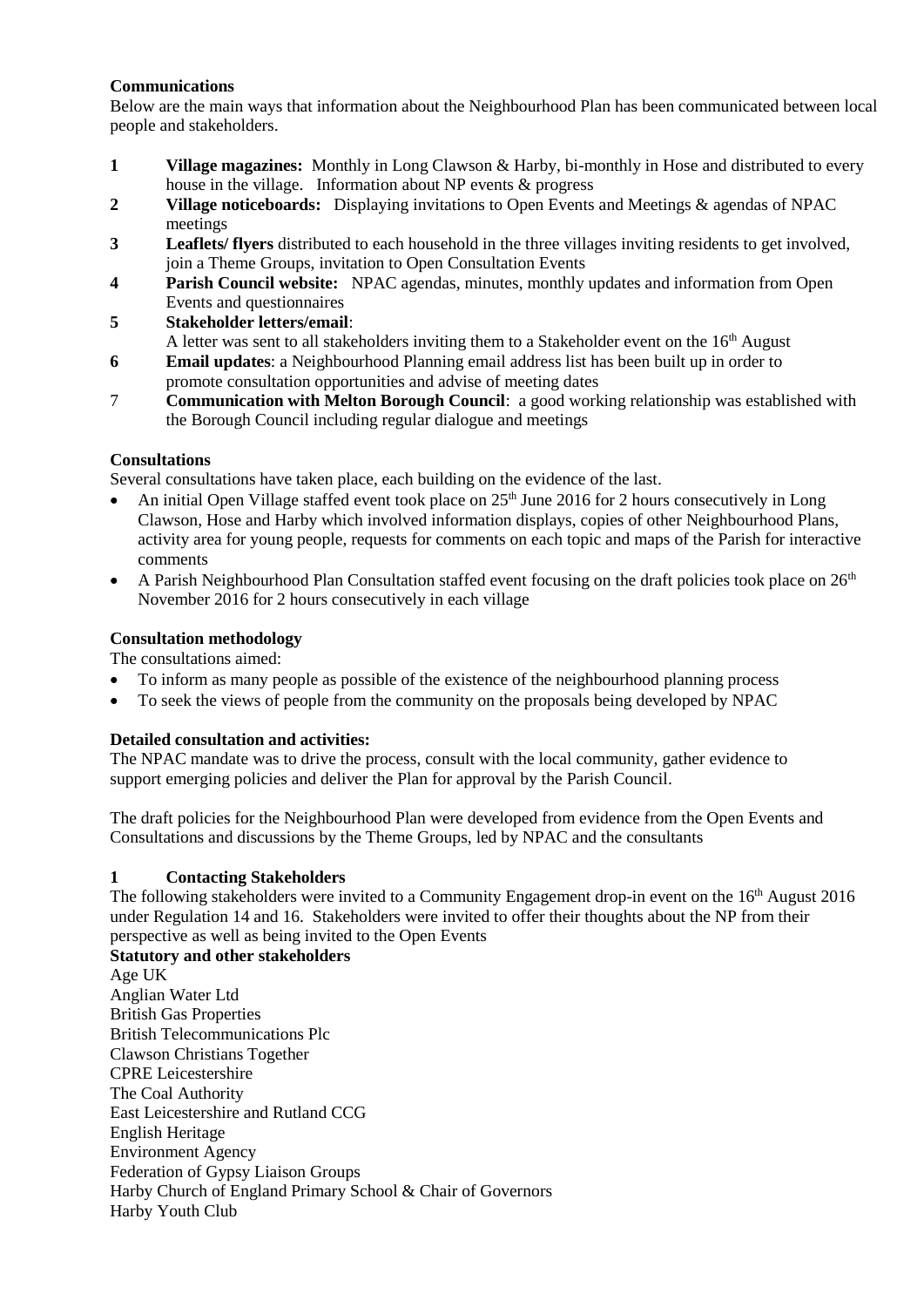**Communications**

Below are the main ways that information about the Neighbourhood Plan has been communicated between local people and stakeholders.

1. **Village magazines:** Monthly in Long Clawson & Harby, bi-monthly in Hose and distributed to every house in the village. Information about NP events & progress
2. **Village noticeboards:** Displaying invitations to Open Events and Meetings & agendas of NPAC meetings
3. **Leaflets/ flyers** distributed to each household in the three villages inviting residents to get involved, join a Theme Groups, invitation to Open Consultation Events
4. **Parish Council website:** NPAC agendas, minutes, monthly updates and information from Open Events and questionnaires
5. **Stakeholder letters/email**: A letter was sent to all stakeholders inviting them to a Stakeholder event on the 16th August
6. **Email updates**: a Neighbourhood Planning email address list has been built up in order to promote consultation opportunities and advise of meeting dates
7. **Communication with Melton Borough Council**: a good working relationship was established with the Borough Council including regular dialogue and meetings

**Consultations**

Several consultations have taken place, each building on the evidence of the last.

- An initial Open Village staffed event took place on 25th June 2016 for 2 hours consecutively in Long Clawson, Hose and Harby which involved information displays, copies of other Neighbourhood Plans, activity area for young people, requests for comments on each topic and maps of the Parish for interactive comments
- A Parish Neighbourhood Plan Consultation staffed event focusing on the draft policies took place on 26th November 2016 for 2 hours consecutively in each village

**Consultation methodology**

The consultations aimed:

- To inform as many people as possible of the existence of the neighbourhood planning process
- To seek the views of people from the community on the proposals being developed by NPAC

**Detailed consultation and activities:**

The NPAC mandate was to drive the process, consult with the local community, gather evidence to support emerging policies and deliver the Plan for approval by the Parish Council.

The draft policies for the Neighbourhood Plan were developed from evidence from the Open Events and Consultations and discussions by the Theme Groups, led by NPAC and the consultants

**1 Contacting Stakeholders**

The following stakeholders were invited to a Community Engagement drop-in event on the 16th August 2016 under Regulation 14 and 16. Stakeholders were invited to offer their thoughts about the NP from their perspective as well as being invited to the Open Events

**Statutory and other stakeholders**

Age UK
Anglian Water Ltd
British Gas Properties
British Telecommunications Plc
Clawson Christians Together
CPRE Leicestershire
The Coal Authority
East Leicestershire and Rutland CCG
English Heritage
Environment Agency
Federation of Gypsy Liaison Groups
Harby Church of England Primary School & Chair of Governors
Harby Youth Club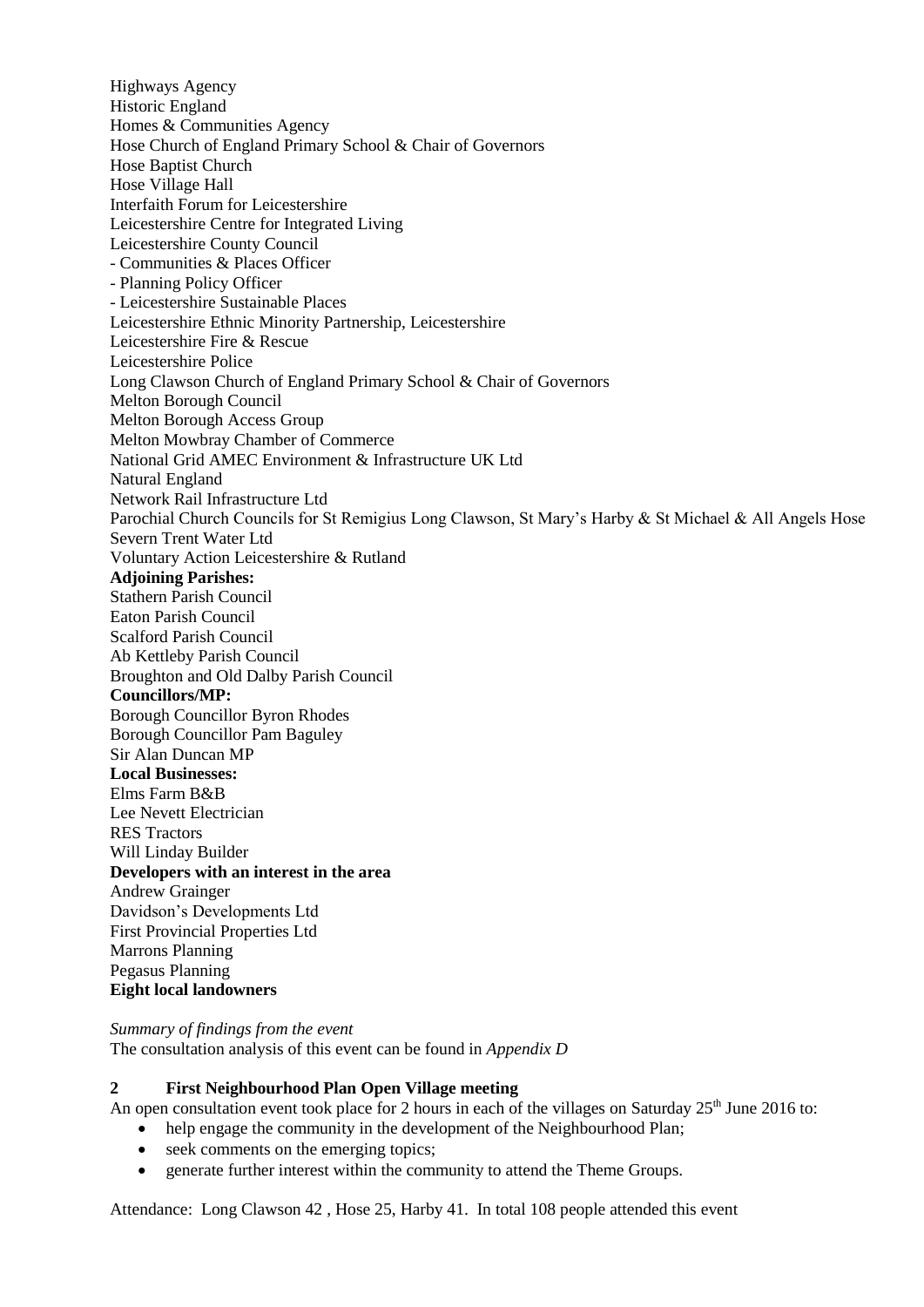Highways Agency
Historic England
Homes & Communities Agency
Hose Church of England Primary School & Chair of Governors
Hose Baptist Church
Hose Village Hall
Interfaith Forum for Leicestershire
Leicestershire Centre for Integrated Living
Leicestershire County Council
- Communities & Places Officer
- Planning Policy Officer
- Leicestershire Sustainable Places
Leicestershire Ethnic Minority Partnership, Leicestershire
Leicestershire Fire & Rescue
Leicestershire Police
Long Clawson Church of England Primary School & Chair of Governors
Melton Borough Council
Melton Borough Access Group
Melton Mowbray Chamber of Commerce
National Grid AMEC Environment & Infrastructure UK Ltd
Natural England
Network Rail Infrastructure Ltd
Parochial Church Councils for St Remigius Long Clawson, St Mary's Harby & St Michael & All Angels Hose
Severn Trent Water Ltd
Voluntary Action Leicestershire & Rutland

**Adjoining Parishes:**
Stathern Parish Council
Eaton Parish Council
Scalford Parish Council
Ab Kettleby Parish Council
Broughton and Old Dalby Parish Council

**Councillors/MP:**
Borough Councillor Byron Rhodes
Borough Councillor Pam Baguley
Sir Alan Duncan MP

**Local Businesses:**
Elms Farm B&B
Lee Nevett Electrician
RES Tractors
Will Linday Builder

**Developers with an interest in the area**
Andrew Grainger
Davidson's Developments Ltd
First Provincial Properties Ltd
Marrons Planning
Pegasus Planning

**Eight local landowners**

*Summary of findings from the event*
The consultation analysis of this event can be found in *Appendix D*

## 2 First Neighbourhood Plan Open Village meeting

An open consultation event took place for 2 hours in each of the villages on Saturday 25th June 2016 to:

- help engage the community in the development of the Neighbourhood Plan;
- seek comments on the emerging topics;
- generate further interest within the community to attend the Theme Groups.

Attendance: Long Clawson 42 , Hose 25, Harby 41. In total 108 people attended this event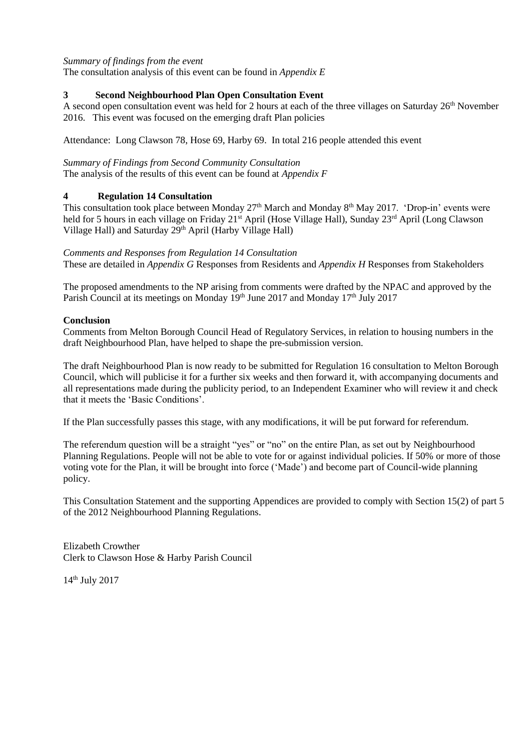*Summary of findings from the event*
The consultation analysis of this event can be found in *Appendix E*

### 3 Second Neighbourhood Plan Open Consultation Event

A second open consultation event was held for 2 hours at each of the three villages on Saturday 26th November 2016. This event was focused on the emerging draft Plan policies

Attendance: Long Clawson 78, Hose 69, Harby 69. In total 216 people attended this event

*Summary of Findings from Second Community Consultation*
The analysis of the results of this event can be found at *Appendix F*

### 4 Regulation 14 Consultation

This consultation took place between Monday 27th March and Monday 8th May 2017. 'Drop-in' events were held for 5 hours in each village on Friday 21st April (Hose Village Hall), Sunday 23rd April (Long Clawson Village Hall) and Saturday 29th April (Harby Village Hall)

*Comments and Responses from Regulation 14 Consultation*
These are detailed in *Appendix G* Responses from Residents and *Appendix H* Responses from Stakeholders

The proposed amendments to the NP arising from comments were drafted by the NPAC and approved by the Parish Council at its meetings on Monday 19th June 2017 and Monday 17th July 2017

**Conclusion**

Comments from Melton Borough Council Head of Regulatory Services, in relation to housing numbers in the draft Neighbourhood Plan, have helped to shape the pre-submission version.

The draft Neighbourhood Plan is now ready to be submitted for Regulation 16 consultation to Melton Borough Council, which will publicise it for a further six weeks and then forward it, with accompanying documents and all representations made during the publicity period, to an Independent Examiner who will review it and check that it meets the 'Basic Conditions'.

If the Plan successfully passes this stage, with any modifications, it will be put forward for referendum.

The referendum question will be a straight "yes" or "no" on the entire Plan, as set out by Neighbourhood Planning Regulations. People will not be able to vote for or against individual policies. If 50% or more of those voting vote for the Plan, it will be brought into force ('Made') and become part of Council-wide planning policy.

This Consultation Statement and the supporting Appendices are provided to comply with Section 15(2) of part 5 of the 2012 Neighbourhood Planning Regulations.

Elizabeth Crowther
Clerk to Clawson Hose & Harby Parish Council

14th July 2017